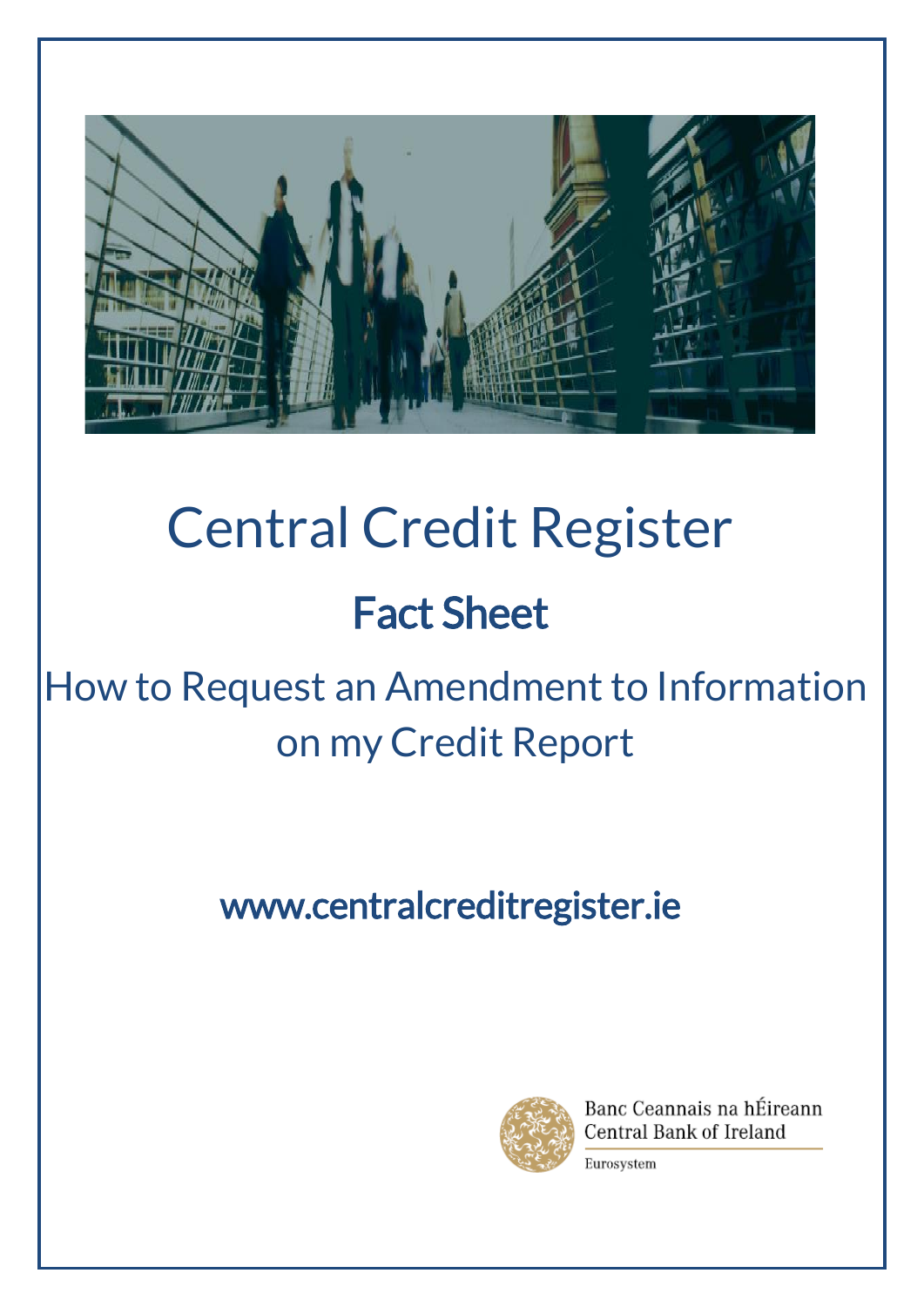# Central Credit Register

## Fact Sheet

## How to Request an Amendment to Information on my Credit Report

www.centralcreditregister.ie

Banc Ceannais na hÉireann
Central Bank of Ireland
Eurosystem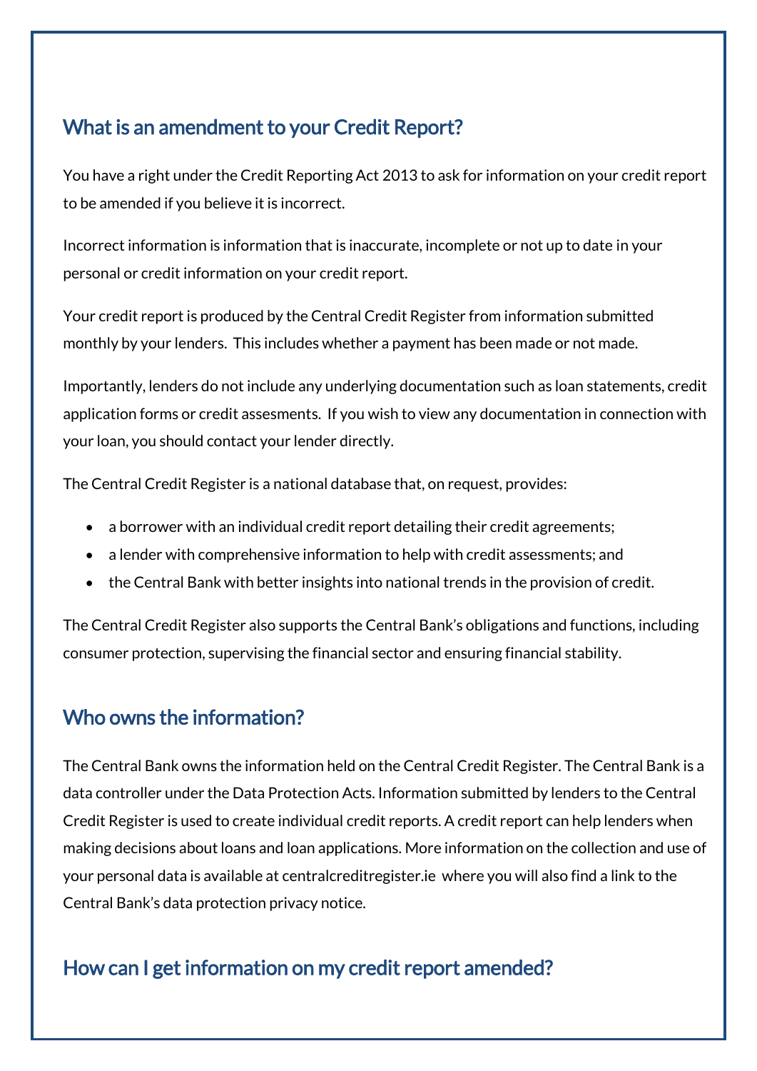## What is an amendment to your Credit Report?

You have a right under the Credit Reporting Act 2013 to ask for information on your credit report to be amended if you believe it is incorrect.

Incorrect information is information that is inaccurate, incomplete or not up to date in your personal or credit information on your credit report.

Your credit report is produced by the Central Credit Register from information submitted monthly by your lenders. This includes whether a payment has been made or not made.

Importantly, lenders do not include any underlying documentation such as loan statements, credit application forms or credit assesments. If you wish to view any documentation in connection with your loan, you should contact your lender directly.

The Central Credit Register is a national database that, on request, provides:

- a borrower with an individual credit report detailing their credit agreements;
- a lender with comprehensive information to help with credit assessments; and
- the Central Bank with better insights into national trends in the provision of credit.

The Central Credit Register also supports the Central Bank's obligations and functions, including consumer protection, supervising the financial sector and ensuring financial stability.

## Who owns the information?

The Central Bank owns the information held on the Central Credit Register. The Central Bank is a data controller under the Data Protection Acts. Information submitted by lenders to the Central Credit Register is used to create individual credit reports. A credit report can help lenders when making decisions about loans and loan applications. More information on the collection and use of your personal data is available at centralcreditregister.ie where you will also find a link to the Central Bank's data protection privacy notice.

## How can I get information on my credit report amended?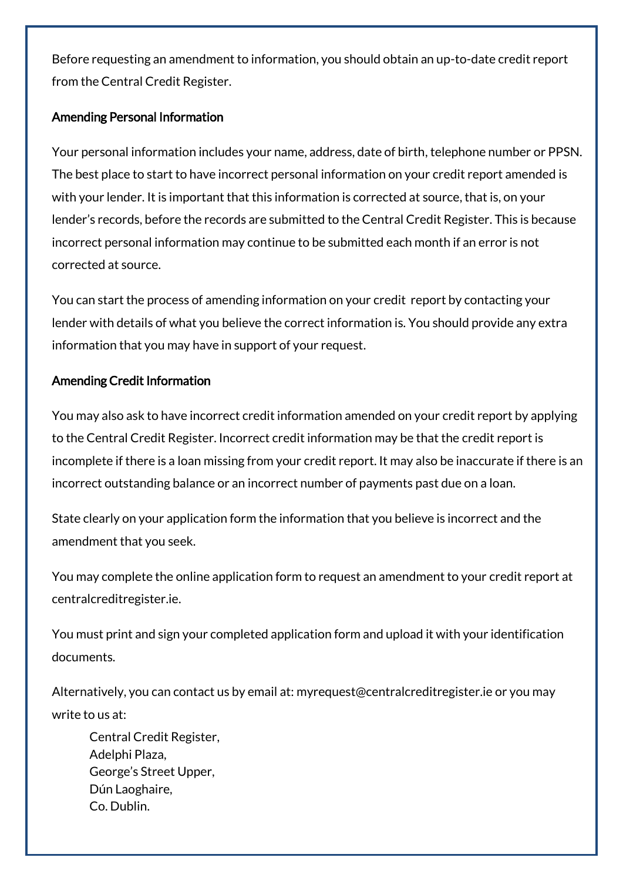Before requesting an amendment to information, you should obtain an up-to-date credit report from the Central Credit Register.

### Amending Personal Information

Your personal information includes your name, address, date of birth, telephone number or PPSN. The best place to start to have incorrect personal information on your credit report amended is with your lender. It is important that this information is corrected at source, that is, on your lender's records, before the records are submitted to the Central Credit Register. This is because incorrect personal information may continue to be submitted each month if an error is not corrected at source.

You can start the process of amending information on your credit report by contacting your lender with details of what you believe the correct information is. You should provide any extra information that you may have in support of your request.

### Amending Credit Information

You may also ask to have incorrect credit information amended on your credit report by applying to the Central Credit Register. Incorrect credit information may be that the credit report is incomplete if there is a loan missing from your credit report. It may also be inaccurate if there is an incorrect outstanding balance or an incorrect number of payments past due on a loan.

State clearly on your application form the information that you believe is incorrect and the amendment that you seek.

You may complete the online application form to request an amendment to your credit report at centralcreditregister.ie.

You must print and sign your completed application form and upload it with your identification documents.

Alternatively, you can contact us by email at: myrequest@centralcreditregister.ie or you may write to us at:

Central Credit Register,
Adelphi Plaza,
George's Street Upper,
Dún Laoghaire,
Co. Dublin.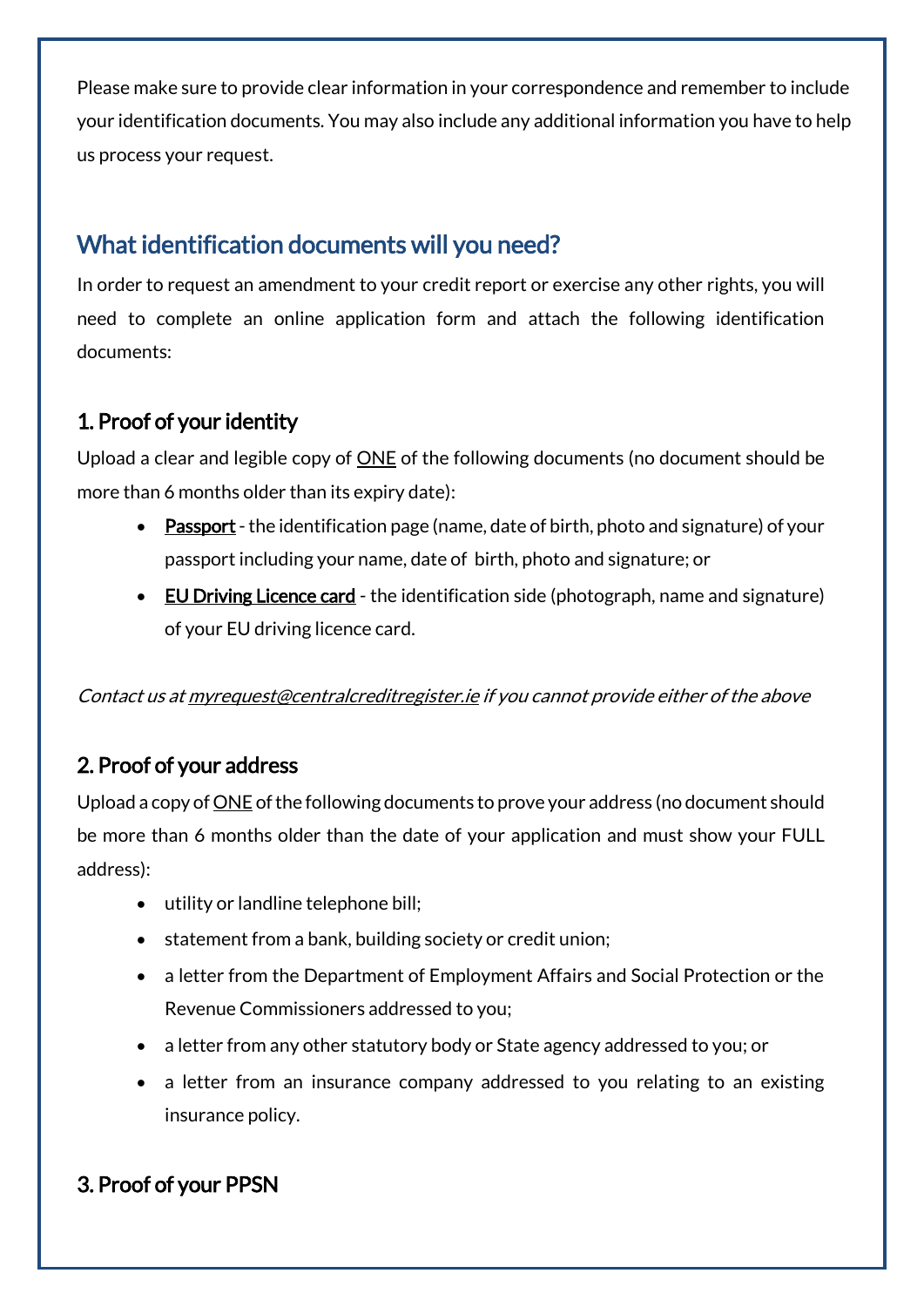Please make sure to provide clear information in your correspondence and remember to include your identification documents. You may also include any additional information you have to help us process your request.

## What identification documents will you need?

In order to request an amendment to your credit report or exercise any other rights, you will need to complete an online application form and attach the following identification documents:

### 1. Proof of your identity

Upload a clear and legible copy of ONE of the following documents (no document should be more than 6 months older than its expiry date):

- **Passport** - the identification page (name, date of birth, photo and signature) of your passport including your name, date of birth, photo and signature; or
- **EU Driving Licence card** - the identification side (photograph, name and signature) of your EU driving licence card.

*Contact us at myrequest@centralcreditregister.ie if you cannot provide either of the above*

### 2. Proof of your address

Upload a copy of ONE of the following documents to prove your address (no document should be more than 6 months older than the date of your application and must show your FULL address):

- utility or landline telephone bill;
- statement from a bank, building society or credit union;
- a letter from the Department of Employment Affairs and Social Protection or the Revenue Commissioners addressed to you;
- a letter from any other statutory body or State agency addressed to you; or
- a letter from an insurance company addressed to you relating to an existing insurance policy.

### 3. Proof of your PPSN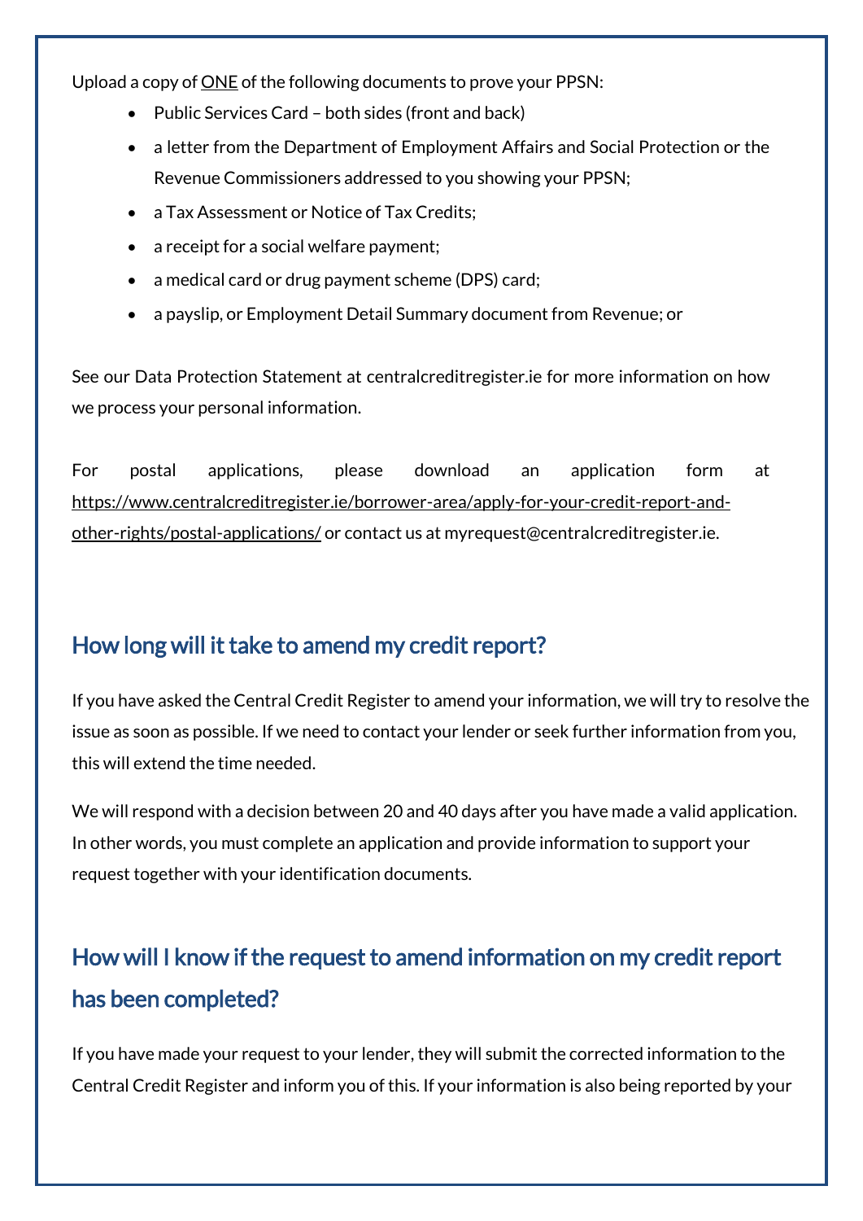Upload a copy of ONE of the following documents to prove your PPSN:

- Public Services Card – both sides (front and back)
- a letter from the Department of Employment Affairs and Social Protection or the Revenue Commissioners addressed to you showing your PPSN;
- a Tax Assessment or Notice of Tax Credits;
- a receipt for a social welfare payment;
- a medical card or drug payment scheme (DPS) card;
- a payslip, or Employment Detail Summary document from Revenue; or

See our Data Protection Statement at centralcreditregister.ie for more information on how we process your personal information.

For postal applications, please download an application form at https://www.centralcreditregister.ie/borrower-area/apply-for-your-credit-report-and-other-rights/postal-applications/ or contact us at myrequest@centralcreditregister.ie.

## How long will it take to amend my credit report?

If you have asked the Central Credit Register to amend your information, we will try to resolve the issue as soon as possible. If we need to contact your lender or seek further information from you, this will extend the time needed.

We will respond with a decision between 20 and 40 days after you have made a valid application. In other words, you must complete an application and provide information to support your request together with your identification documents.

## How will I know if the request to amend information on my credit report has been completed?

If you have made your request to your lender, they will submit the corrected information to the Central Credit Register and inform you of this. If your information is also being reported by your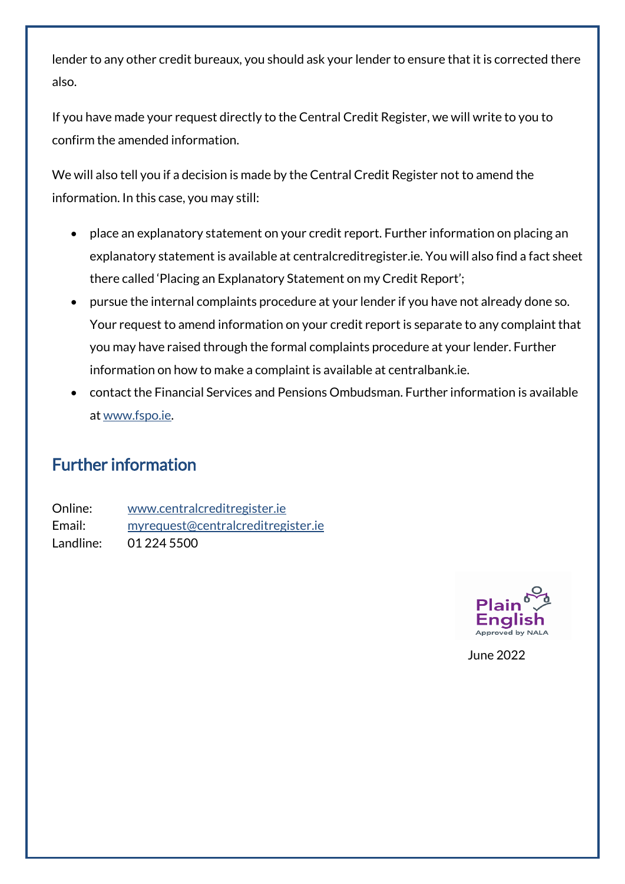lender to any other credit bureaux, you should ask your lender to ensure that it is corrected there also.

If you have made your request directly to the Central Credit Register, we will write to you to confirm the amended information.

We will also tell you if a decision is made by the Central Credit Register not to amend the information. In this case, you may still:

- place an explanatory statement on your credit report. Further information on placing an explanatory statement is available at centralcreditregister.ie. You will also find a fact sheet there called 'Placing an Explanatory Statement on my Credit Report';
- pursue the internal complaints procedure at your lender if you have not already done so. Your request to amend information on your credit report is separate to any complaint that you may have raised through the formal complaints procedure at your lender. Further information on how to make a complaint is available at centralbank.ie.
- contact the Financial Services and Pensions Ombudsman. Further information is available at www.fspo.ie.

## Further information

Online: www.centralcreditregister.ie
Email: myrequest@centralcreditregister.ie
Landline: 01 224 5500

Plain English Approved by NALA

June 2022